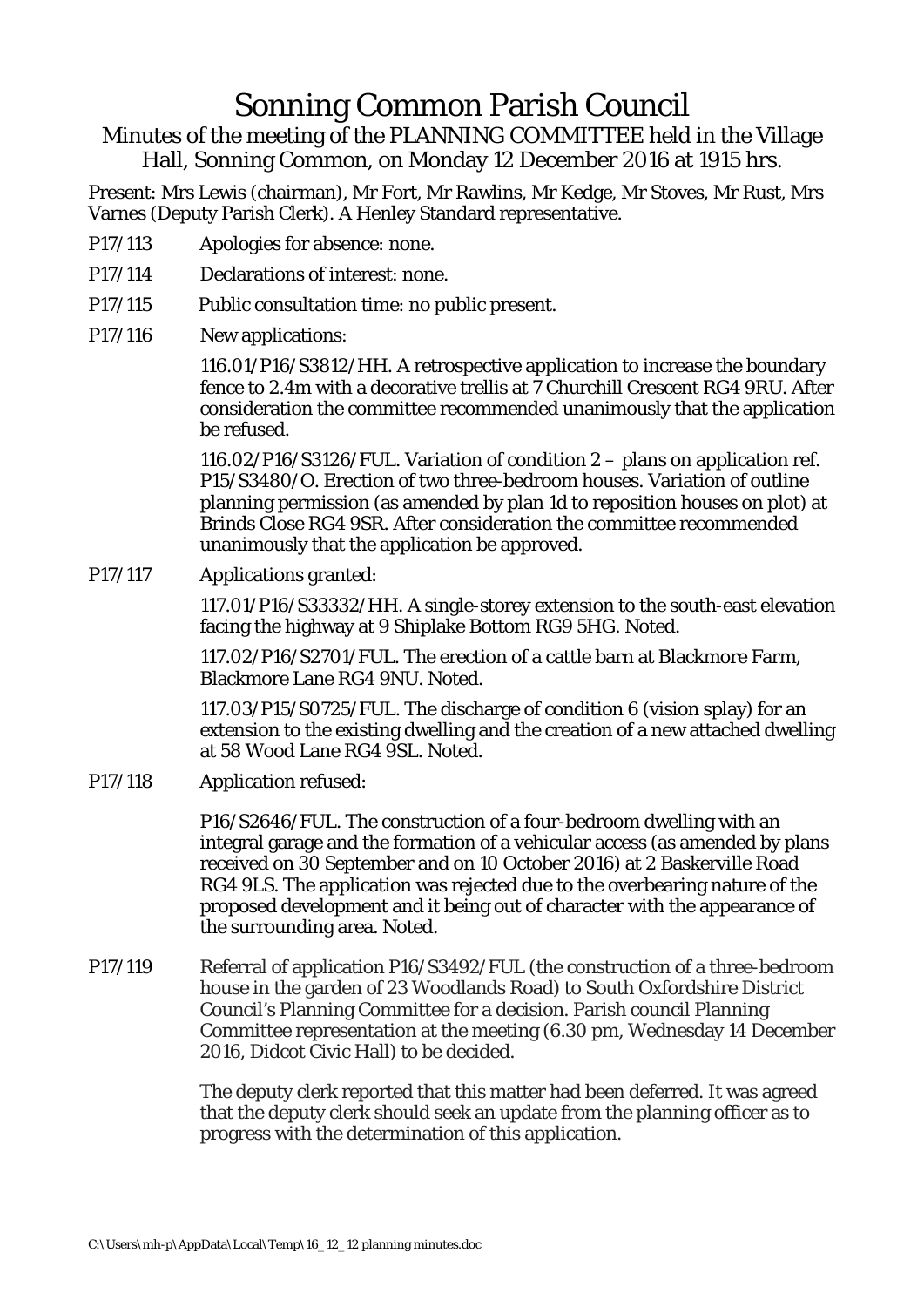# Sonning Common Parish Council

Minutes of the meeting of the PLANNING COMMITTEE held in the Village Hall, Sonning Common, on Monday 12 December 2016 at 1915 hrs.

Present: Mrs Lewis (chairman), Mr Fort, Mr Rawlins, Mr Kedge, Mr Stoves, Mr Rust, Mrs Varnes (Deputy Parish Clerk). A Henley Standard representative.

P17/113 Apologies for absence: none.

P17/114 Declarations of interest: none.

P17/115 Public consultation time: no public present.

P17/116 New applications:

116.01/P16/S3812/HH. A retrospective application to increase the boundary fence to 2.4m with a decorative trellis at 7 Churchill Crescent RG4 9RU. After consideration the committee recommended unanimously that the application be refused.

116.02/P16/S3126/FUL. Variation of condition 2 – plans on application ref. P15/S3480/O. Erection of two three-bedroom houses. Variation of outline planning permission (as amended by plan 1d to reposition houses on plot) at Brinds Close RG4 9SR. After consideration the committee recommended unanimously that the application be approved.

P17/117 Applications granted:

117.01/P16/S33332/HH. A single-storey extension to the south-east elevation facing the highway at 9 Shiplake Bottom RG9 5HG. Noted.

117.02/P16/S2701/FUL. The erection of a cattle barn at Blackmore Farm, Blackmore Lane RG4 9NU. Noted.

117.03/P15/S0725/FUL. The discharge of condition 6 (vision splay) for an extension to the existing dwelling and the creation of a new attached dwelling at 58 Wood Lane RG4 9SL. Noted.

P17/118 Application refused:

P16/S2646/FUL. The construction of a four-bedroom dwelling with an integral garage and the formation of a vehicular access (as amended by plans received on 30 September and on 10 October 2016) at 2 Baskerville Road RG4 9LS. The application was rejected due to the overbearing nature of the proposed development and it being out of character with the appearance of the surrounding area. Noted.

P17/119 Referral of application P16/S3492/FUL (the construction of a three-bedroom house in the garden of 23 Woodlands Road) to South Oxfordshire District Council's Planning Committee for a decision. Parish council Planning Committee representation at the meeting (6.30 pm, Wednesday 14 December 2016, Didcot Civic Hall) to be decided.

The deputy clerk reported that this matter had been deferred. It was agreed that the deputy clerk should seek an update from the planning officer as to progress with the determination of this application.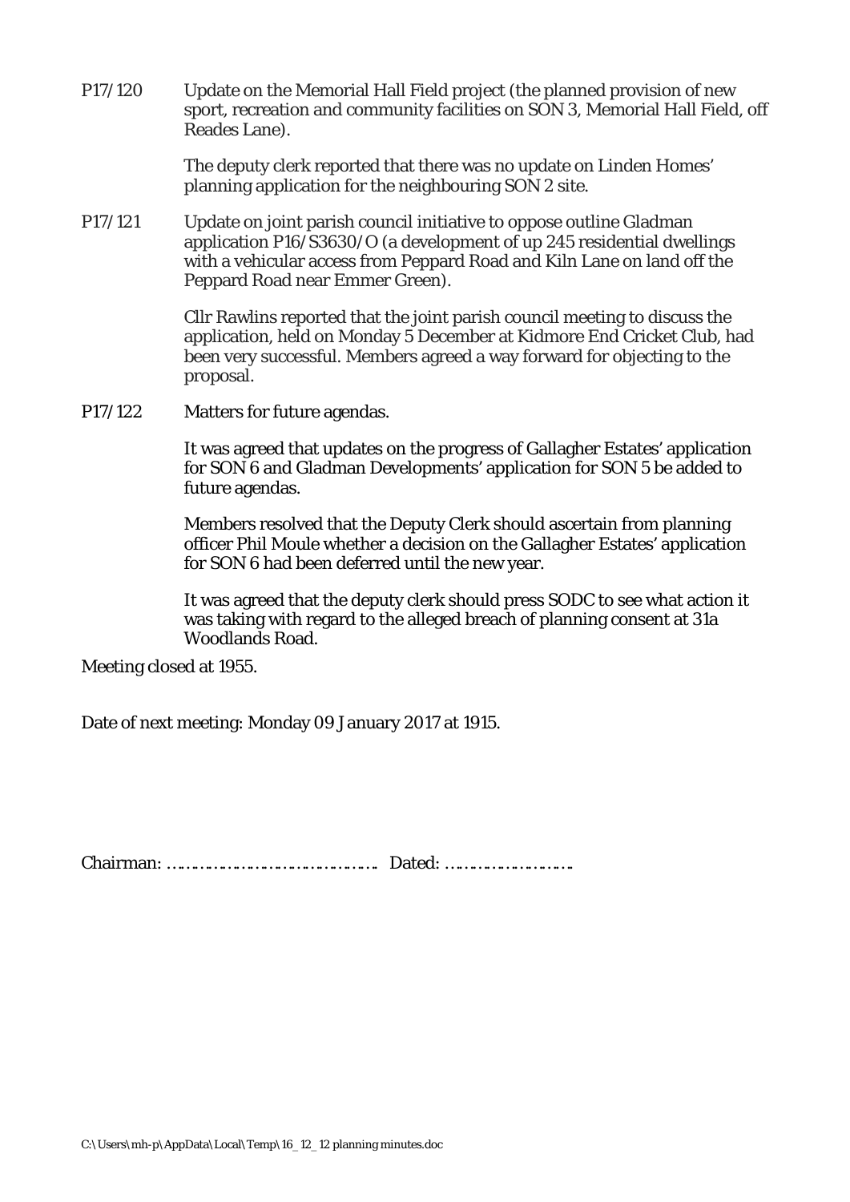P17/120 Update on the Memorial Hall Field project (the planned provision of new sport, recreation and community facilities on SON 3, Memorial Hall Field, off Reades Lane).

The deputy clerk reported that there was no update on Linden Homes' planning application for the neighbouring SON 2 site.

P17/121 Update on joint parish council initiative to oppose outline Gladman application P16/S3630/O (a development of up 245 residential dwellings with a vehicular access from Peppard Road and Kiln Lane on land off the Peppard Road near Emmer Green).

Cllr Rawlins reported that the joint parish council meeting to discuss the application, held on Monday 5 December at Kidmore End Cricket Club, had been very successful. Members agreed a way forward for objecting to the proposal.

P17/122 Matters for future agendas.

It was agreed that updates on the progress of Gallagher Estates' application for SON 6 and Gladman Developments' application for SON 5 be added to future agendas.

Members resolved that the Deputy Clerk should ascertain from planning officer Phil Moule whether a decision on the Gallagher Estates' application for SON 6 had been deferred until the new year.

It was agreed that the deputy clerk should press SODC to see what action it was taking with regard to the alleged breach of planning consent at 31a Woodlands Road.

Meeting closed at 1955.

Date of next meeting: Monday 09 January 2017 at 1915.

Chairman: ……………………………………… Dated: ………………………